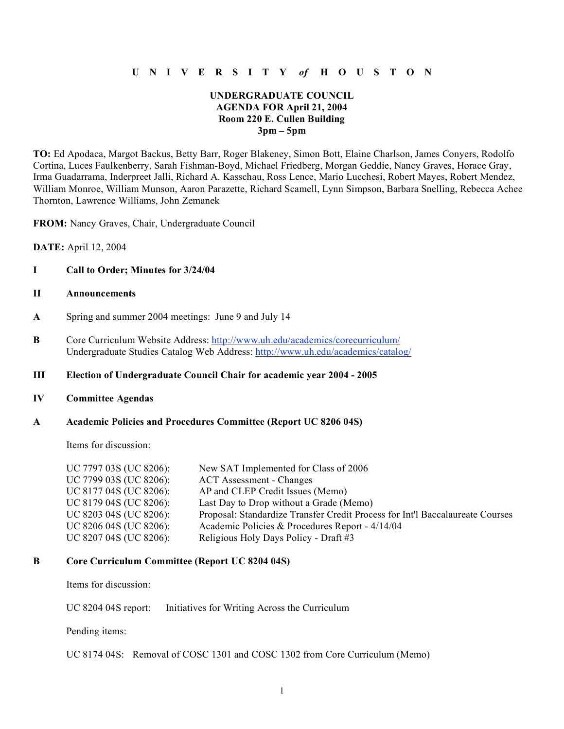**U N I V E R S I T Y *of* H O U S T O N**

**UNDERGRADUATE COUNCIL**
**AGENDA FOR April 21, 2004**
**Room 220 E. Cullen Building**
**3pm – 5pm**

**TO:** Ed Apodaca, Margot Backus, Betty Barr, Roger Blakeney, Simon Bott, Elaine Charlson, James Conyers, Rodolfo Cortina, Luces Faulkenberry, Sarah Fishman-Boyd, Michael Friedberg, Morgan Geddie, Nancy Graves, Horace Gray, Irma Guadarrama, Inderpreet Jalli, Richard A. Kasschau, Ross Lence, Mario Lucchesi, Robert Mayes, Robert Mendez, William Monroe, William Munson, Aaron Parazette, Richard Scamell, Lynn Simpson, Barbara Snelling, Rebecca Achee Thornton, Lawrence Williams, John Zemanek

**FROM:** Nancy Graves, Chair, Undergraduate Council

**DATE:** April 12, 2004

**I Call to Order; Minutes for 3/24/04**

**II Announcements**

**A** Spring and summer 2004 meetings: June 9 and July 14

**B** Core Curriculum Website Address: http://www.uh.edu/academics/corecurriculum/
Undergraduate Studies Catalog Web Address: http://www.uh.edu/academics/catalog/

**III Election of Undergraduate Council Chair for academic year 2004 - 2005**

**IV Committee Agendas**

**A Academic Policies and Procedures Committee (Report UC 8206 04S)**

Items for discussion:

UC 7797 03S (UC 8206): New SAT Implemented for Class of 2006
UC 7799 03S (UC 8206): ACT Assessment - Changes
UC 8177 04S (UC 8206): AP and CLEP Credit Issues (Memo)
UC 8179 04S (UC 8206): Last Day to Drop without a Grade (Memo)
UC 8203 04S (UC 8206): Proposal: Standardize Transfer Credit Process for Int'l Baccalaureate Courses
UC 8206 04S (UC 8206): Academic Policies & Procedures Report - 4/14/04
UC 8207 04S (UC 8206): Religious Holy Days Policy - Draft #3

**B Core Curriculum Committee (Report UC 8204 04S)**

Items for discussion:

UC 8204 04S report: Initiatives for Writing Across the Curriculum

Pending items:

UC 8174 04S: Removal of COSC 1301 and COSC 1302 from Core Curriculum (Memo)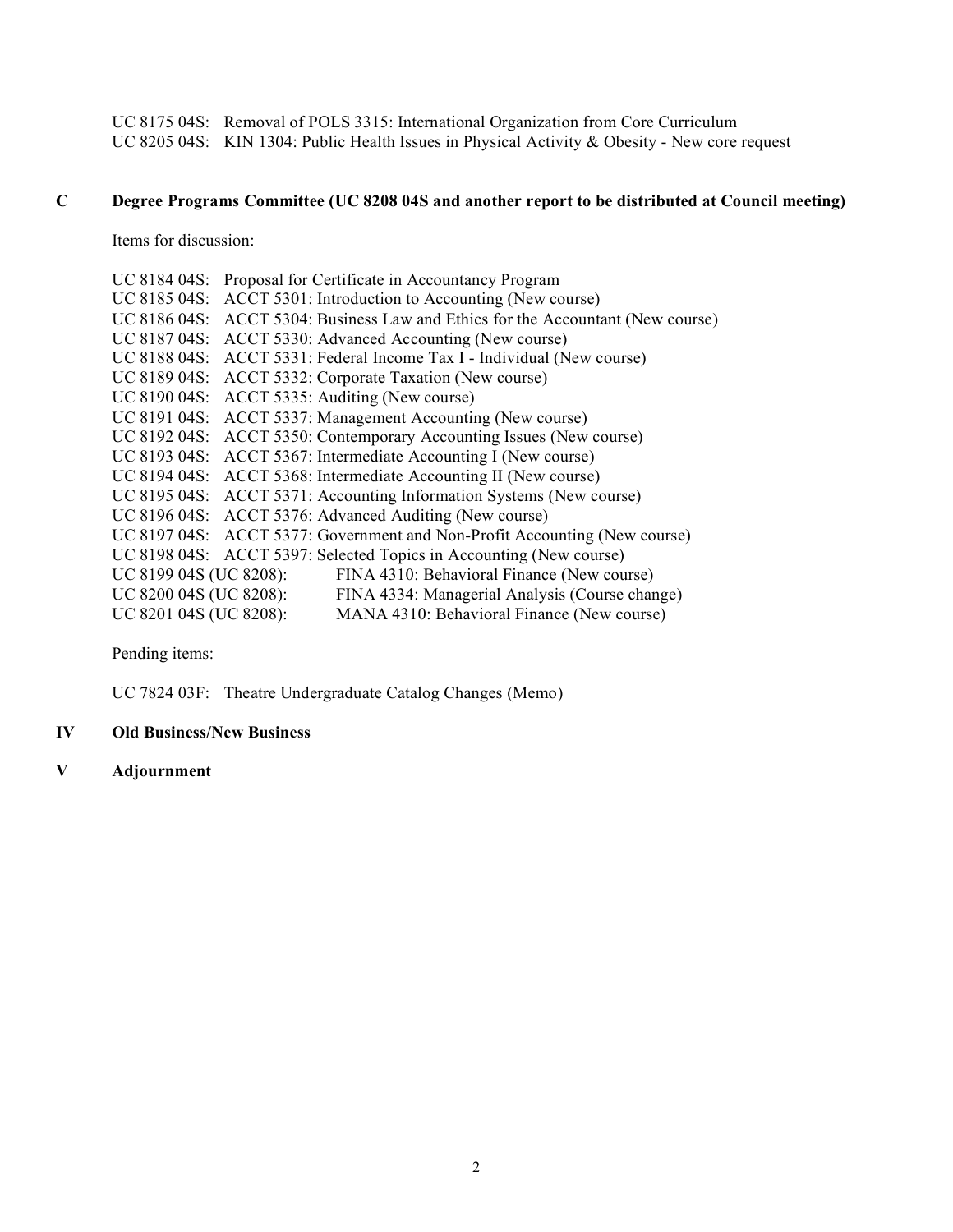UC 8175 04S: Removal of POLS 3315: International Organization from Core Curriculum
UC 8205 04S: KIN 1304: Public Health Issues in Physical Activity & Obesity - New core request

**C Degree Programs Committee (UC 8208 04S and another report to be distributed at Council meeting)**

Items for discussion:

UC 8184 04S: Proposal for Certificate in Accountancy Program
UC 8185 04S: ACCT 5301: Introduction to Accounting (New course)
UC 8186 04S: ACCT 5304: Business Law and Ethics for the Accountant (New course)
UC 8187 04S: ACCT 5330: Advanced Accounting (New course)
UC 8188 04S: ACCT 5331: Federal Income Tax I - Individual (New course)
UC 8189 04S: ACCT 5332: Corporate Taxation (New course)
UC 8190 04S: ACCT 5335: Auditing (New course)
UC 8191 04S: ACCT 5337: Management Accounting (New course)
UC 8192 04S: ACCT 5350: Contemporary Accounting Issues (New course)
UC 8193 04S: ACCT 5367: Intermediate Accounting I (New course)
UC 8194 04S: ACCT 5368: Intermediate Accounting II (New course)
UC 8195 04S: ACCT 5371: Accounting Information Systems (New course)
UC 8196 04S: ACCT 5376: Advanced Auditing (New course)
UC 8197 04S: ACCT 5377: Government and Non-Profit Accounting (New course)
UC 8198 04S: ACCT 5397: Selected Topics in Accounting (New course)
UC 8199 04S (UC 8208): FINA 4310: Behavioral Finance (New course)
UC 8200 04S (UC 8208): FINA 4334: Managerial Analysis (Course change)
UC 8201 04S (UC 8208): MANA 4310: Behavioral Finance (New course)

Pending items:

UC 7824 03F: Theatre Undergraduate Catalog Changes (Memo)

**IV Old Business/New Business**

**V Adjournment**